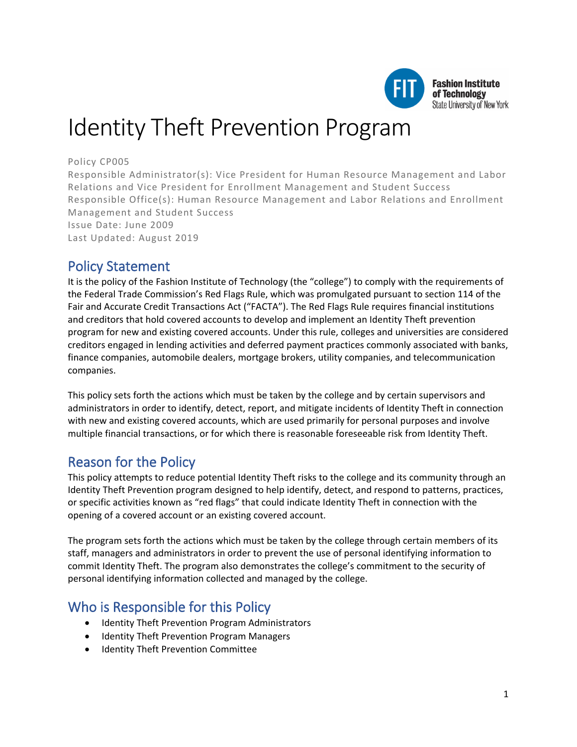# Identity Theft Prevention Program

Policy CP005
Responsible Administrator(s): Vice President for Human Resource Management and Labor Relations and Vice President for Enrollment Management and Student Success
Responsible Office(s): Human Resource Management and Labor Relations and Enrollment Management and Student Success
Issue Date: June 2009
Last Updated: August 2019

## Policy Statement

It is the policy of the Fashion Institute of Technology (the "college") to comply with the requirements of the Federal Trade Commission's Red Flags Rule, which was promulgated pursuant to section 114 of the Fair and Accurate Credit Transactions Act ("FACTA"). The Red Flags Rule requires financial institutions and creditors that hold covered accounts to develop and implement an Identity Theft prevention program for new and existing covered accounts. Under this rule, colleges and universities are considered creditors engaged in lending activities and deferred payment practices commonly associated with banks, finance companies, automobile dealers, mortgage brokers, utility companies, and telecommunication companies.

This policy sets forth the actions which must be taken by the college and by certain supervisors and administrators in order to identify, detect, report, and mitigate incidents of Identity Theft in connection with new and existing covered accounts, which are used primarily for personal purposes and involve multiple financial transactions, or for which there is reasonable foreseeable risk from Identity Theft.

## Reason for the Policy

This policy attempts to reduce potential Identity Theft risks to the college and its community through an Identity Theft Prevention program designed to help identify, detect, and respond to patterns, practices, or specific activities known as "red flags" that could indicate Identity Theft in connection with the opening of a covered account or an existing covered account.

The program sets forth the actions which must be taken by the college through certain members of its staff, managers and administrators in order to prevent the use of personal identifying information to commit Identity Theft. The program also demonstrates the college's commitment to the security of personal identifying information collected and managed by the college.

## Who is Responsible for this Policy

- Identity Theft Prevention Program Administrators
- Identity Theft Prevention Program Managers
- Identity Theft Prevention Committee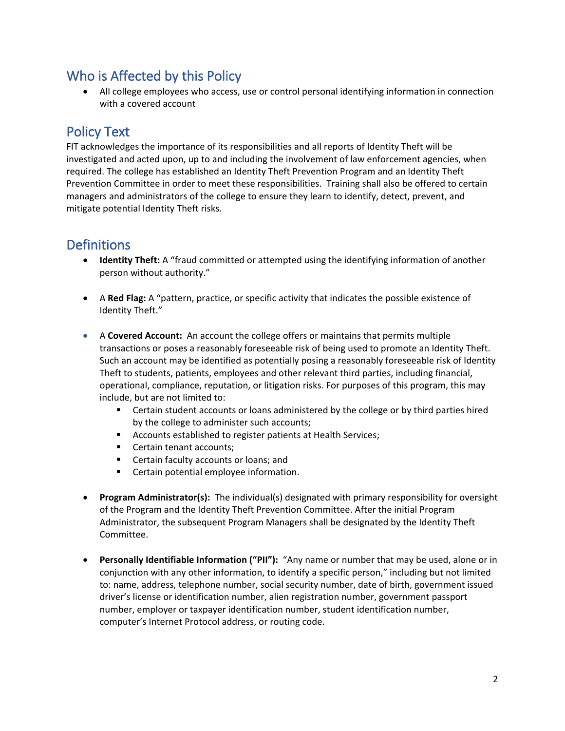## Who is Affected by this Policy

- All college employees who access, use or control personal identifying information in connection with a covered account

## Policy Text

FIT acknowledges the importance of its responsibilities and all reports of Identity Theft will be investigated and acted upon, up to and including the involvement of law enforcement agencies, when required. The college has established an Identity Theft Prevention Program and an Identity Theft Prevention Committee in order to meet these responsibilities. Training shall also be offered to certain managers and administrators of the college to ensure they learn to identify, detect, prevent, and mitigate potential Identity Theft risks.

## Definitions

- **Identity Theft:** A "fraud committed or attempted using the identifying information of another person without authority."

- A **Red Flag:** A "pattern, practice, or specific activity that indicates the possible existence of Identity Theft."

- A **Covered Account:** An account the college offers or maintains that permits multiple transactions or poses a reasonably foreseeable risk of being used to promote an Identity Theft. Such an account may be identified as potentially posing a reasonably foreseeable risk of Identity Theft to students, patients, employees and other relevant third parties, including financial, operational, compliance, reputation, or litigation risks. For purposes of this program, this may include, but are not limited to:
  - Certain student accounts or loans administered by the college or by third parties hired by the college to administer such accounts;
  - Accounts established to register patients at Health Services;
  - Certain tenant accounts;
  - Certain faculty accounts or loans; and
  - Certain potential employee information.

- **Program Administrator(s):** The individual(s) designated with primary responsibility for oversight of the Program and the Identity Theft Prevention Committee. After the initial Program Administrator, the subsequent Program Managers shall be designated by the Identity Theft Committee.

- **Personally Identifiable Information ("PII"):** "Any name or number that may be used, alone or in conjunction with any other information, to identify a specific person," including but not limited to: name, address, telephone number, social security number, date of birth, government issued driver's license or identification number, alien registration number, government passport number, employer or taxpayer identification number, student identification number, computer's Internet Protocol address, or routing code.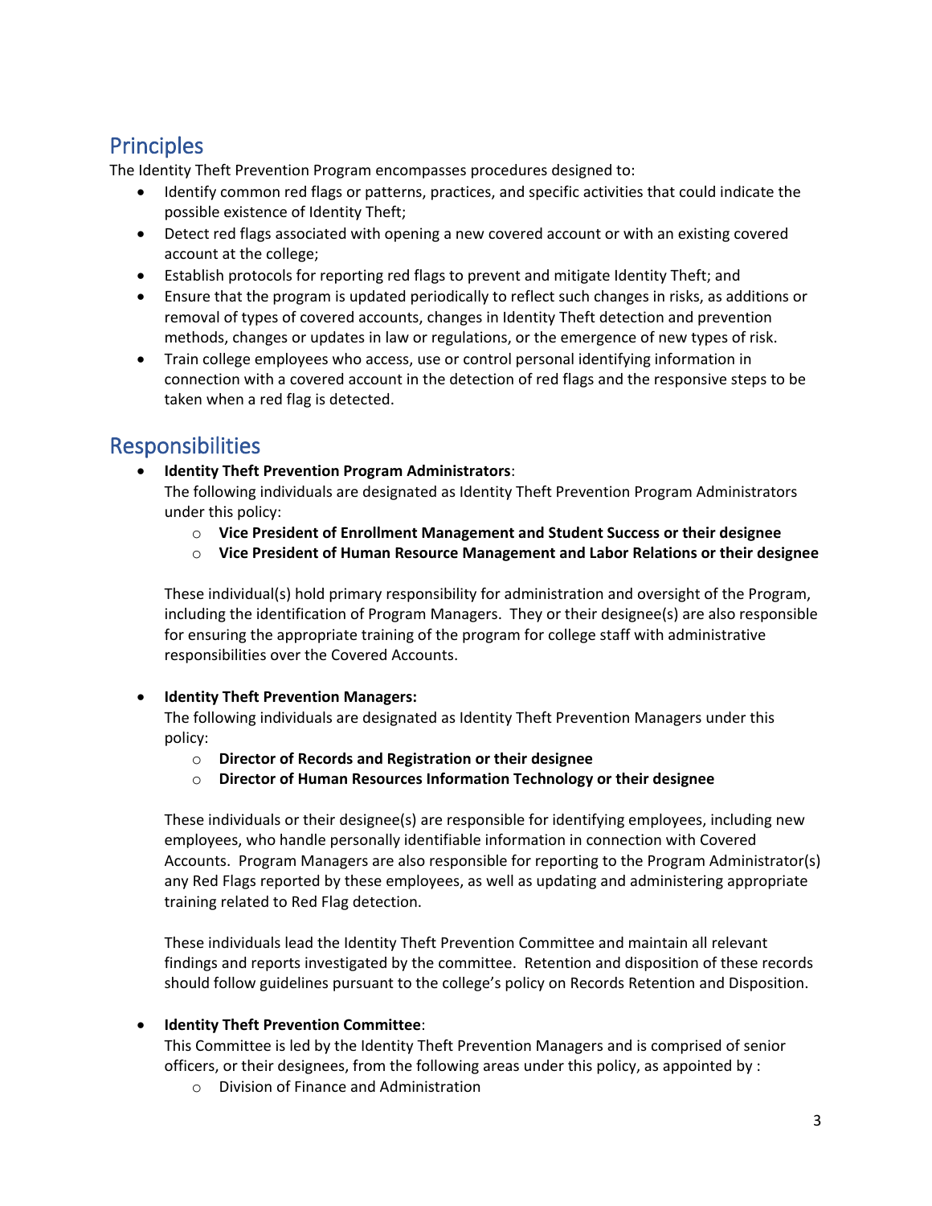## Principles

The Identity Theft Prevention Program encompasses procedures designed to:

- Identify common red flags or patterns, practices, and specific activities that could indicate the possible existence of Identity Theft;
- Detect red flags associated with opening a new covered account or with an existing covered account at the college;
- Establish protocols for reporting red flags to prevent and mitigate Identity Theft; and
- Ensure that the program is updated periodically to reflect such changes in risks, as additions or removal of types of covered accounts, changes in Identity Theft detection and prevention methods, changes or updates in law or regulations, or the emergence of new types of risk.
- Train college employees who access, use or control personal identifying information in connection with a covered account in the detection of red flags and the responsive steps to be taken when a red flag is detected.

## Responsibilities

- **Identity Theft Prevention Program Administrators**:
  The following individuals are designated as Identity Theft Prevention Program Administrators under this policy:
  - **Vice President of Enrollment Management and Student Success or their designee**
  - **Vice President of Human Resource Management and Labor Relations or their designee**

  These individual(s) hold primary responsibility for administration and oversight of the Program, including the identification of Program Managers. They or their designee(s) are also responsible for ensuring the appropriate training of the program for college staff with administrative responsibilities over the Covered Accounts.

- **Identity Theft Prevention Managers:**
  The following individuals are designated as Identity Theft Prevention Managers under this policy:
  - **Director of Records and Registration or their designee**
  - **Director of Human Resources Information Technology or their designee**

  These individuals or their designee(s) are responsible for identifying employees, including new employees, who handle personally identifiable information in connection with Covered Accounts. Program Managers are also responsible for reporting to the Program Administrator(s) any Red Flags reported by these employees, as well as updating and administering appropriate training related to Red Flag detection.

  These individuals lead the Identity Theft Prevention Committee and maintain all relevant findings and reports investigated by the committee. Retention and disposition of these records should follow guidelines pursuant to the college's policy on Records Retention and Disposition.

- **Identity Theft Prevention Committee**:
  This Committee is led by the Identity Theft Prevention Managers and is comprised of senior officers, or their designees, from the following areas under this policy, as appointed by :
  - Division of Finance and Administration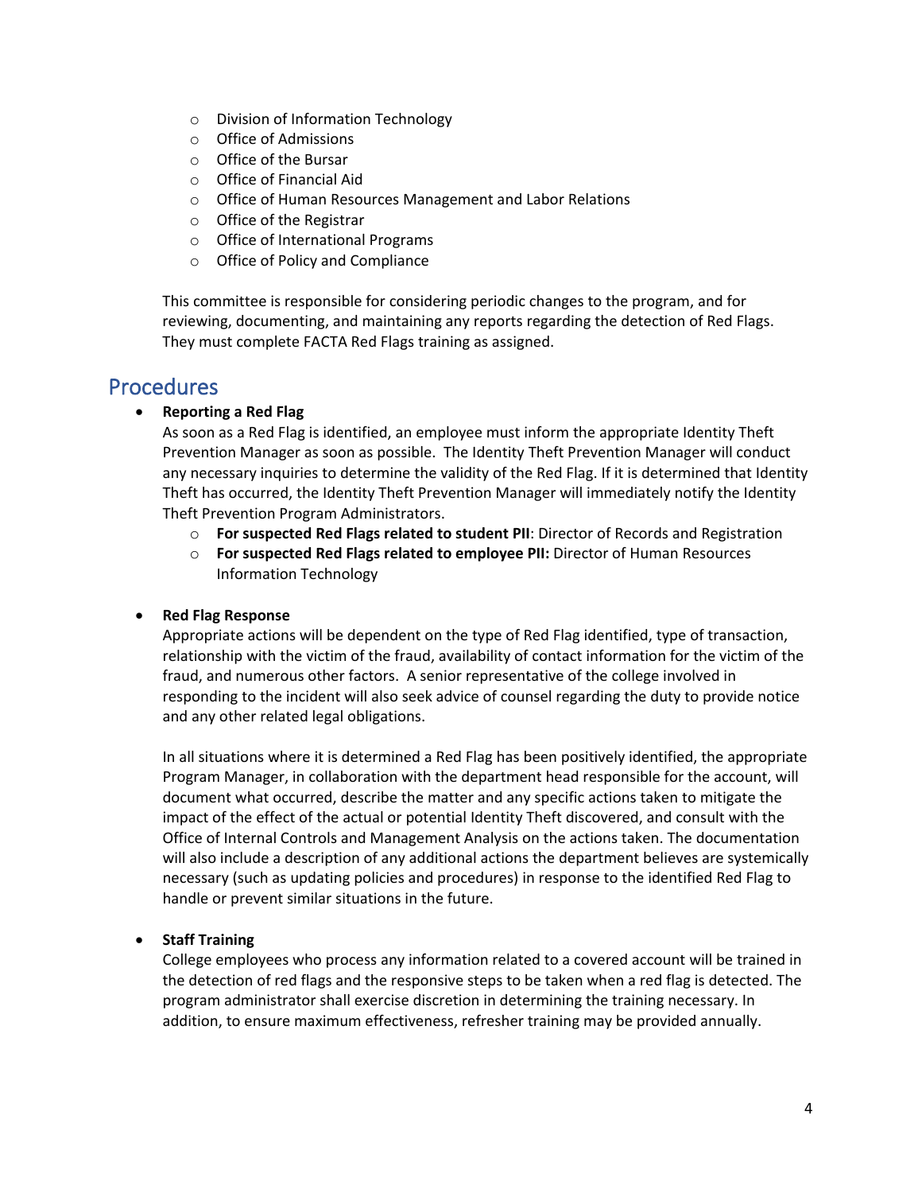- Division of Information Technology
- Office of Admissions
- Office of the Bursar
- Office of Financial Aid
- Office of Human Resources Management and Labor Relations
- Office of the Registrar
- Office of International Programs
- Office of Policy and Compliance

This committee is responsible for considering periodic changes to the program, and for reviewing, documenting, and maintaining any reports regarding the detection of Red Flags. They must complete FACTA Red Flags training as assigned.

## Procedures

- **Reporting a Red Flag**
  As soon as a Red Flag is identified, an employee must inform the appropriate Identity Theft Prevention Manager as soon as possible. The Identity Theft Prevention Manager will conduct any necessary inquiries to determine the validity of the Red Flag. If it is determined that Identity Theft has occurred, the Identity Theft Prevention Manager will immediately notify the Identity Theft Prevention Program Administrators.
    - **For suspected Red Flags related to student PII**: Director of Records and Registration
    - **For suspected Red Flags related to employee PII:** Director of Human Resources Information Technology

- **Red Flag Response**
  Appropriate actions will be dependent on the type of Red Flag identified, type of transaction, relationship with the victim of the fraud, availability of contact information for the victim of the fraud, and numerous other factors. A senior representative of the college involved in responding to the incident will also seek advice of counsel regarding the duty to provide notice and any other related legal obligations.

  In all situations where it is determined a Red Flag has been positively identified, the appropriate Program Manager, in collaboration with the department head responsible for the account, will document what occurred, describe the matter and any specific actions taken to mitigate the impact of the effect of the actual or potential Identity Theft discovered, and consult with the Office of Internal Controls and Management Analysis on the actions taken. The documentation will also include a description of any additional actions the department believes are systemically necessary (such as updating policies and procedures) in response to the identified Red Flag to handle or prevent similar situations in the future.

- **Staff Training**
  College employees who process any information related to a covered account will be trained in the detection of red flags and the responsive steps to be taken when a red flag is detected. The program administrator shall exercise discretion in determining the training necessary. In addition, to ensure maximum effectiveness, refresher training may be provided annually.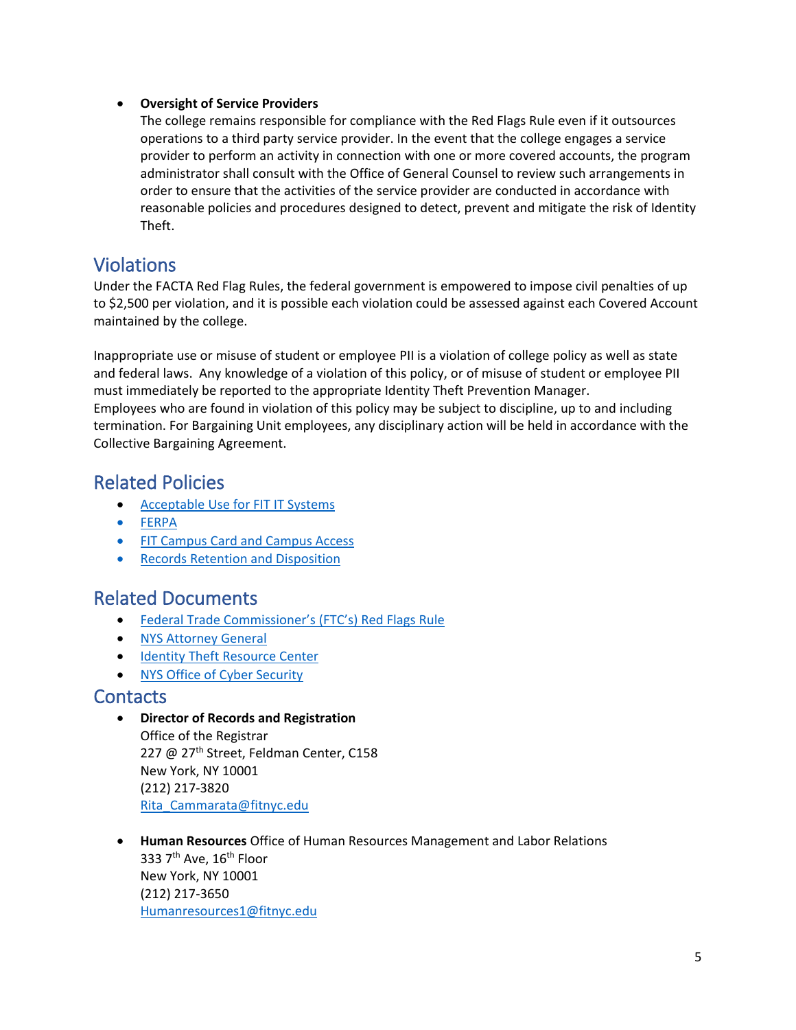- **Oversight of Service Providers**
  The college remains responsible for compliance with the Red Flags Rule even if it outsources operations to a third party service provider. In the event that the college engages a service provider to perform an activity in connection with one or more covered accounts, the program administrator shall consult with the Office of General Counsel to review such arrangements in order to ensure that the activities of the service provider are conducted in accordance with reasonable policies and procedures designed to detect, prevent and mitigate the risk of Identity Theft.

## Violations

Under the FACTA Red Flag Rules, the federal government is empowered to impose civil penalties of up to $2,500 per violation, and it is possible each violation could be assessed against each Covered Account maintained by the college.

Inappropriate use or misuse of student or employee PII is a violation of college policy as well as state and federal laws. Any knowledge of a violation of this policy, or of misuse of student or employee PII must immediately be reported to the appropriate Identity Theft Prevention Manager. Employees who are found in violation of this policy may be subject to discipline, up to and including termination. For Bargaining Unit employees, any disciplinary action will be held in accordance with the Collective Bargaining Agreement.

## Related Policies

- Acceptable Use for FIT IT Systems
- FERPA
- FIT Campus Card and Campus Access
- Records Retention and Disposition

## Related Documents

- Federal Trade Commissioner's (FTC's) Red Flags Rule
- NYS Attorney General
- Identity Theft Resource Center
- NYS Office of Cyber Security

## Contacts

- **Director of Records and Registration**
  Office of the Registrar
  227 @ 27th Street, Feldman Center, C158
  New York, NY 10001
  (212) 217-3820
  Rita_Cammarata@fitnyc.edu

- **Human Resources** Office of Human Resources Management and Labor Relations
  333 7th Ave, 16th Floor
  New York, NY 10001
  (212) 217-3650
  Humanresources1@fitnyc.edu